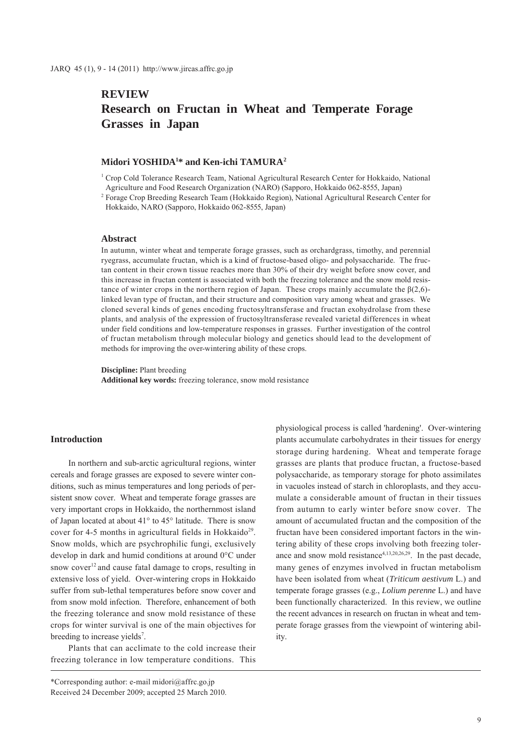# REVIEW

# Research on Fructan in Wheat and Temperate Forage Grasses in Japan

**Midori YOSHIDA[1]* and Ken-ichi TAMURA[2]**

[1] Crop Cold Tolerance Research Team, National Agricultural Research Center for Hokkaido, National Agriculture and Food Research Organization (NARO) (Sapporo, Hokkaido 062-8555, Japan)

[2] Forage Crop Breeding Research Team (Hokkaido Region), National Agricultural Research Center for Hokkaido, NARO (Sapporo, Hokkaido 062-8555, Japan)

## Abstract

In autumn, winter wheat and temperate forage grasses, such as orchardgrass, timothy, and perennial ryegrass, accumulate fructan, which is a kind of fructose-based oligo- and polysaccharide. The fructan content in their crown tissue reaches more than 30% of their dry weight before snow cover, and this increase in fructan content is associated with both the freezing tolerance and the snow mold resistance of winter crops in the northern region of Japan. These crops mainly accumulate the β(2,6)-linked levan type of fructan, and their structure and composition vary among wheat and grasses. We cloned several kinds of genes encoding fructosyltransferase and fructan exohydrolase from these plants, and analysis of the expression of fructosyltransferase revealed varietal differences in wheat under field conditions and low-temperature responses in grasses. Further investigation of the control of fructan metabolism through molecular biology and genetics should lead to the development of methods for improving the over-wintering ability of these crops.

**Discipline:** Plant breeding

**Additional key words:** freezing tolerance, snow mold resistance

## Introduction

In northern and sub-arctic agricultural regions, winter cereals and forage grasses are exposed to severe winter conditions, such as minus temperatures and long periods of persistent snow cover. Wheat and temperate forage grasses are very important crops in Hokkaido, the northernmost island of Japan located at about 41° to 45° latitude. There is snow cover for 4-5 months in agricultural fields in Hokkaido[29]. Snow molds, which are psychrophilic fungi, exclusively develop in dark and humid conditions at around 0°C under snow cover[12] and cause fatal damage to crops, resulting in extensive loss of yield. Over-wintering crops in Hokkaido suffer from sub-lethal temperatures before snow cover and from snow mold infection. Therefore, enhancement of both the freezing tolerance and snow mold resistance of these crops for winter survival is one of the main objectives for breeding to increase yields[7].

Plants that can acclimate to the cold increase their freezing tolerance in low temperature conditions. This physiological process is called 'hardening'. Over-wintering plants accumulate carbohydrates in their tissues for energy storage during hardening. Wheat and temperate forage grasses are plants that produce fructan, a fructose-based polysaccharide, as temporary storage for photo assimilates in vacuoles instead of starch in chloroplasts, and they accumulate a considerable amount of fructan in their tissues from autumn to early winter before snow cover. The amount of accumulated fructan and the composition of the fructan have been considered important factors in the wintering ability of these crops involving both freezing tolerance and snow mold resistance[4,13,20,26,29]. In the past decade, many genes of enzymes involved in fructan metabolism have been isolated from wheat (*Triticum aestivum* L.) and temperate forage grasses (e.g., *Lolium perenne* L.) and have been functionally characterized. In this review, we outline the recent advances in research on fructan in wheat and temperate forage grasses from the viewpoint of wintering ability.

*Corresponding author: e-mail midori@affrc.go.jp

Received 24 December 2009; accepted 25 March 2010.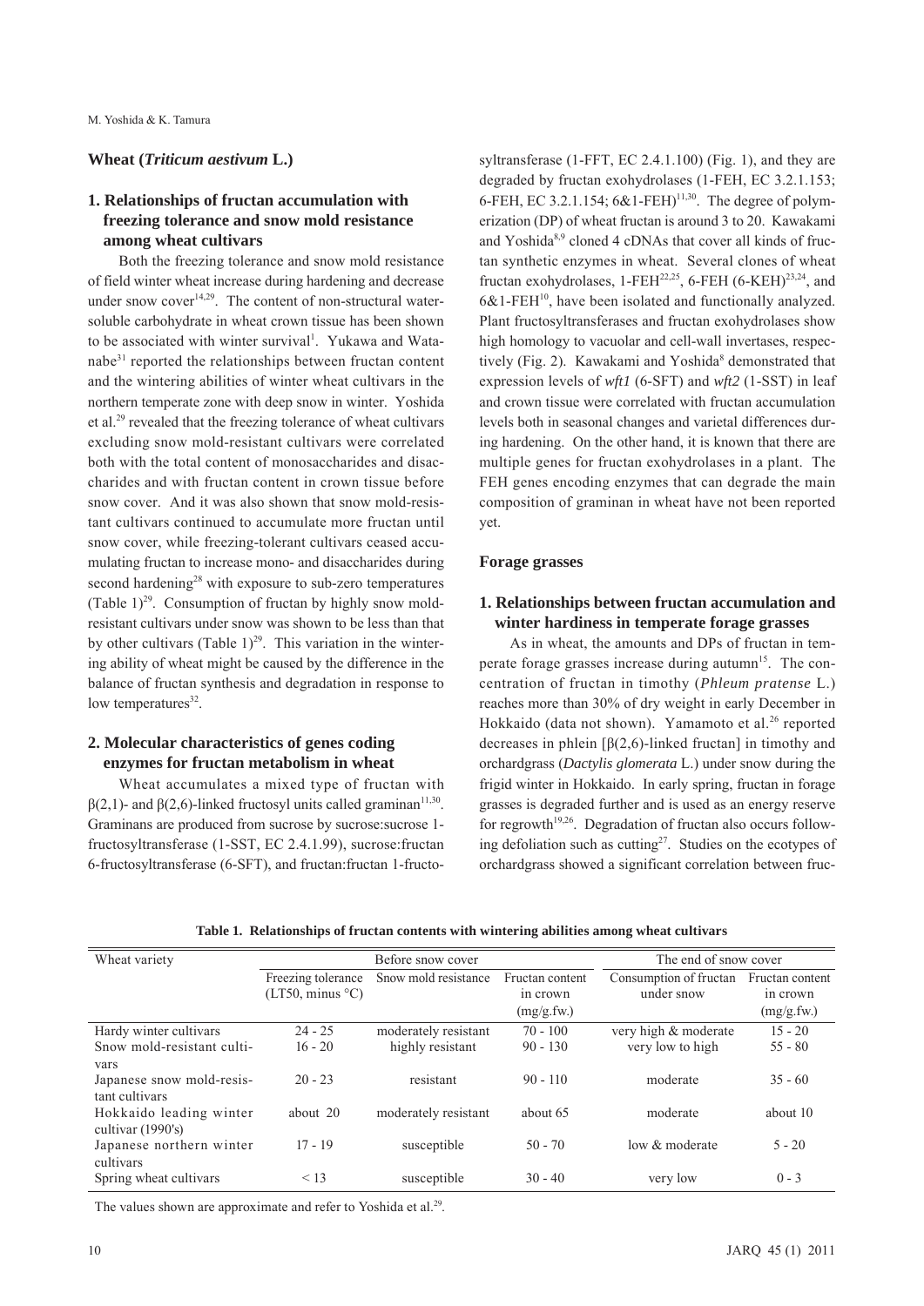## Wheat (*Triticum aestivum* L.)

### 1. Relationships of fructan accumulation with freezing tolerance and snow mold resistance among wheat cultivars

Both the freezing tolerance and snow mold resistance of field winter wheat increase during hardening and decrease under snow cover[14,29]. The content of non-structural water-soluble carbohydrate in wheat crown tissue has been shown to be associated with winter survival[1]. Yukawa and Watanabe[31] reported the relationships between fructan content and the wintering abilities of winter wheat cultivars in the northern temperate zone with deep snow in winter. Yoshida et al.[29] revealed that the freezing tolerance of wheat cultivars excluding snow mold-resistant cultivars were correlated both with the total content of monosaccharides and disaccharides and with fructan content in crown tissue before snow cover. And it was also shown that snow mold-resistant cultivars continued to accumulate more fructan until snow cover, while freezing-tolerant cultivars ceased accumulating fructan to increase mono- and disaccharides during second hardening[28] with exposure to sub-zero temperatures (Table 1)[29]. Consumption of fructan by highly snow mold-resistant cultivars under snow was shown to be less than that by other cultivars (Table 1)[29]. This variation in the wintering ability of wheat might be caused by the difference in the balance of fructan synthesis and degradation in response to low temperatures[32].

### 2. Molecular characteristics of genes coding enzymes for fructan metabolism in wheat

Wheat accumulates a mixed type of fructan with β(2,1)- and β(2,6)-linked fructosyl units called graminan[11,30]. Graminans are produced from sucrose by sucrose:sucrose 1-fructosyltransferase (1-SST, EC 2.4.1.99), sucrose:fructan 6-fructosyltransferase (6-SFT), and fructan:fructan 1-fructosyltransferase (1-FFT, EC 2.4.1.100) (Fig. 1), and they are degraded by fructan exohydrolases (1-FEH, EC 3.2.1.153; 6-FEH, EC 3.2.1.154; 6&1-FEH)[11,30]. The degree of polymerization (DP) of wheat fructan is around 3 to 20. Kawakami and Yoshida[8,9] cloned 4 cDNAs that cover all kinds of fructan synthetic enzymes in wheat. Several clones of wheat fructan exohydrolases, 1-FEH[22,25], 6-FEH (6-KEH)[23,24], and 6&1-FEH[10], have been isolated and functionally analyzed. Plant fructosyltransferases and fructan exohydrolases show high homology to vacuolar and cell-wall invertases, respectively (Fig. 2). Kawakami and Yoshida[8] demonstrated that expression levels of *wft1* (6-SFT) and *wft2* (1-SST) in leaf and crown tissue were correlated with fructan accumulation levels both in seasonal changes and varietal differences during hardening. On the other hand, it is known that there are multiple genes for fructan exohydrolases in a plant. The FEH genes encoding enzymes that can degrade the main composition of graminan in wheat have not been reported yet.

## Forage grasses

### 1. Relationships between fructan accumulation and winter hardiness in temperate forage grasses

As in wheat, the amounts and DPs of fructan in temperate forage grasses increase during autumn[15]. The concentration of fructan in timothy (*Phleum pratense* L.) reaches more than 30% of dry weight in early December in Hokkaido (data not shown). Yamamoto et al.[26] reported decreases in phlein [β(2,6)-linked fructan] in timothy and orchardgrass (*Dactylis glomerata* L.) under snow during the frigid winter in Hokkaido. In early spring, fructan in forage grasses is degraded further and is used as an energy reserve for regrowth[19,26]. Degradation of fructan also occurs following defoliation such as cutting[27]. Studies on the ecotypes of orchardgrass showed a significant correlation between fruc-

**Table 1. Relationships of fructan contents with wintering abilities among wheat cultivars**

| Wheat variety | Before snow cover | | | The end of snow cover | |
|---|---|---|---|---|---|
| | Freezing tolerance (LT50, minus °C) | Snow mold resistance | Fructan content in crown (mg/g.fw.) | Consumption of fructan under snow | Fructan content in crown (mg/g.fw.) |
| Hardy winter cultivars | 24 - 25 | moderately resistant | 70 - 100 | very high & moderate | 15 - 20 |
| Snow mold-resistant cultivars | 16 - 20 | highly resistant | 90 - 130 | very low to high | 55 - 80 |
| Japanese snow mold-resistant cultivars | 20 - 23 | resistant | 90 - 110 | moderate | 35 - 60 |
| Hokkaido leading winter cultivar (1990's) | about 20 | moderately resistant | about 65 | moderate | about 10 |
| Japanese northern winter cultivars | 17 - 19 | susceptible | 50 - 70 | low & moderate | 5 - 20 |
| Spring wheat cultivars | < 13 | susceptible | 30 - 40 | very low | 0 - 3 |

The values shown are approximate and refer to Yoshida et al.[29].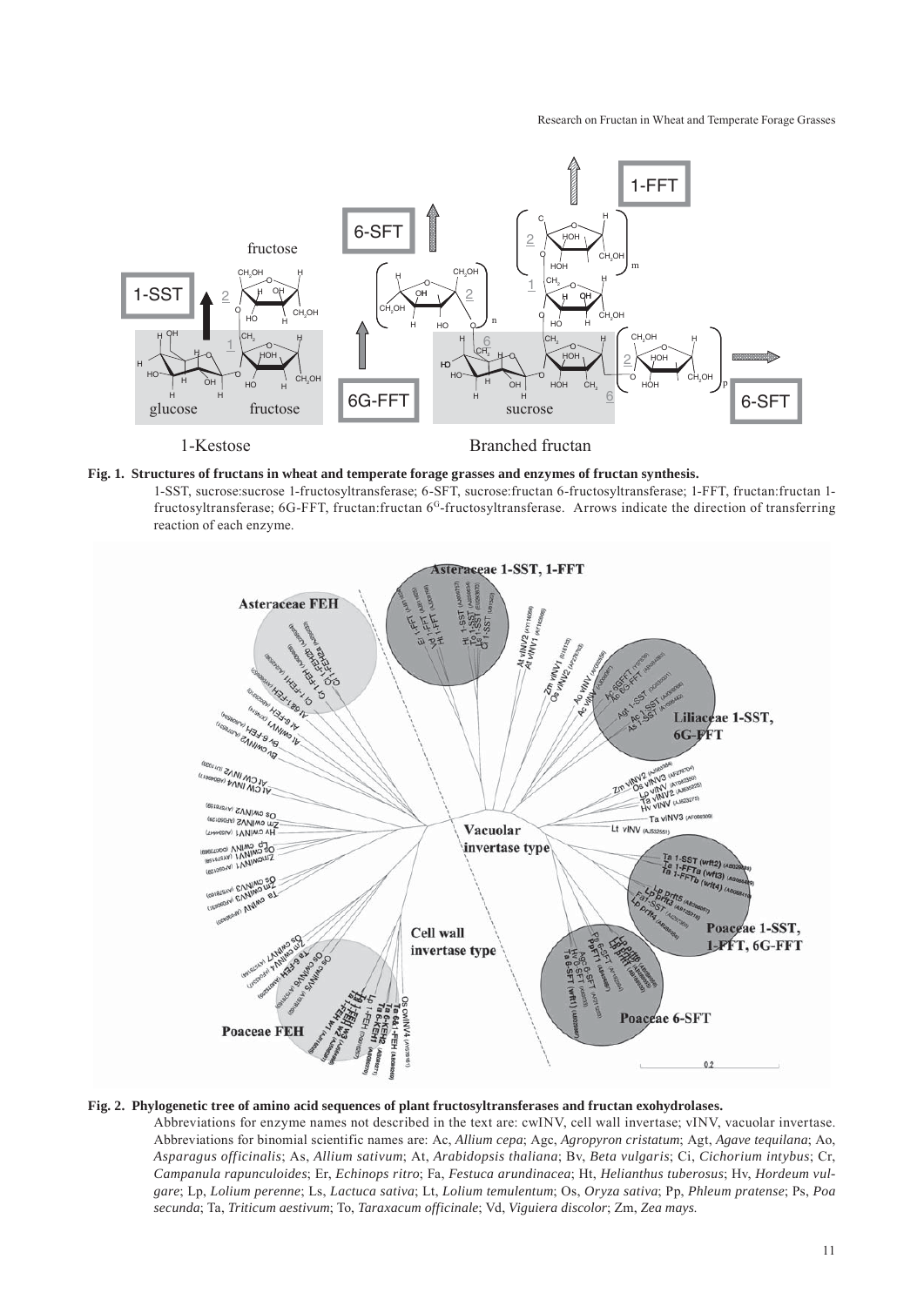**Fig. 1. Structures of fructans in wheat and temperate forage grasses and enzymes of fructan synthesis.**

1-SST, sucrose:sucrose 1-fructosyltransferase; 6-SFT, sucrose:fructan 6-fructosyltransferase; 1-FFT, fructan:fructan 1-fructosyltransferase; 6G-FFT, fructan:fructan $6^G$-fructosyltransferase. Arrows indicate the direction of transferring reaction of each enzyme.

**Fig. 2. Phylogenetic tree of amino acid sequences of plant fructosyltransferases and fructan exohydrolases.**

Abbreviations for enzyme names not described in the text are: cwINV, cell wall invertase; vINV, vacuolar invertase. Abbreviations for binomial scientific names are: Ac, *Allium cepa*; Agc, *Agropyron cristatum*; Agt, *Agave tequilana*; Ao, *Asparagus officinalis*; As, *Allium sativum*; At, *Arabidopsis thaliana*; Bv, *Beta vulgaris*; Ci, *Cichorium intybus*; Cr, *Campanula rapunculoides*; Er, *Echinops ritro*; Fa, *Festuca arundinacea*; Ht, *Helianthus tuberosus*; Hv, *Hordeum vulgare*; Lp, *Lolium perenne*; Ls, *Lactuca sativa*; Lt, *Lolium temulentum*; Os, *Oryza sativa*; Pp, *Phleum pratense*; Ps, *Poa secunda*; Ta, *Triticum aestivum*; To, *Taraxacum officinale*; Vd, *Viguiera discolor*; Zm, *Zea mays.*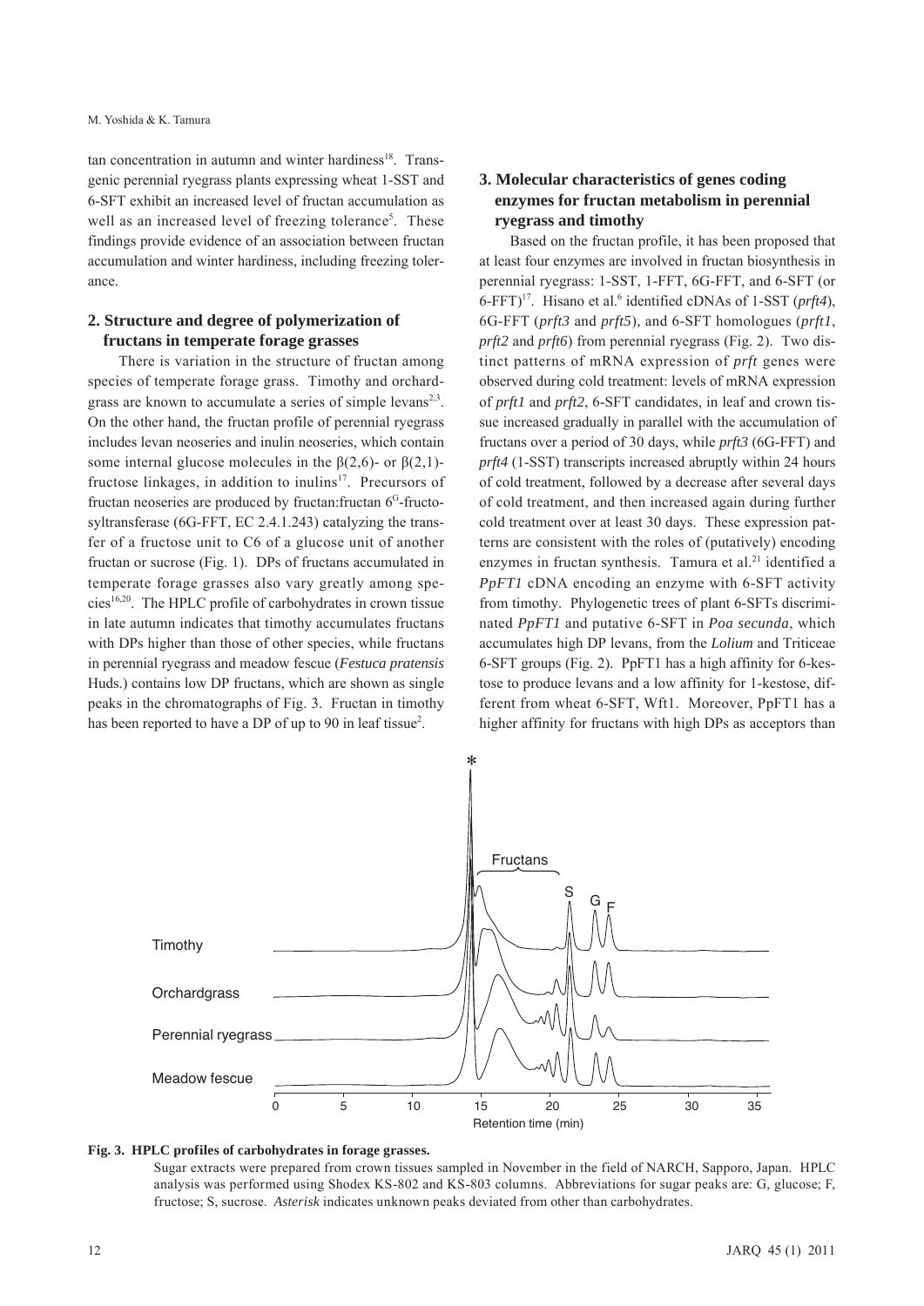tan concentration in autumn and winter hardiness[18]. Transgenic perennial ryegrass plants expressing wheat 1-SST and 6-SFT exhibit an increased level of fructan accumulation as well as an increased level of freezing tolerance[5]. These findings provide evidence of an association between fructan accumulation and winter hardiness, including freezing tolerance.

## 2. Structure and degree of polymerization of fructans in temperate forage grasses

There is variation in the structure of fructan among species of temperate forage grass. Timothy and orchardgrass are known to accumulate a series of simple levans[2,3]. On the other hand, the fructan profile of perennial ryegrass includes levan neoseries and inulin neoseries, which contain some internal glucose molecules in the β(2,6)- or β(2,1)-fructose linkages, in addition to inulins[17]. Precursors of fructan neoseries are produced by fructan:fructan $6^{G}$-fructosyltransferase (6G-FFT, EC 2.4.1.243) catalyzing the transfer of a fructose unit to C6 of a glucose unit of another fructan or sucrose (Fig. 1). DPs of fructans accumulated in temperate forage grasses also vary greatly among species[16,20]. The HPLC profile of carbohydrates in crown tissue in late autumn indicates that timothy accumulates fructans with DPs higher than those of other species, while fructans in perennial ryegrass and meadow fescue (*Festuca pratensis* Huds.) contains low DP fructans, which are shown as single peaks in the chromatographs of Fig. 3. Fructan in timothy has been reported to have a DP of up to 90 in leaf tissue[2].

## 3. Molecular characteristics of genes coding enzymes for fructan metabolism in perennial ryegrass and timothy

Based on the fructan profile, it has been proposed that at least four enzymes are involved in fructan biosynthesis in perennial ryegrass: 1-SST, 1-FFT, 6G-FFT, and 6-SFT (or 6-FFT)[17]. Hisano et al.[6] identified cDNAs of 1-SST (*prft4*), 6G-FFT (*prft3* and *prft5*), and 6-SFT homologues (*prft1*, *prft2* and *prft6*) from perennial ryegrass (Fig. 2). Two distinct patterns of mRNA expression of *prft* genes were observed during cold treatment: levels of mRNA expression of *prft1* and *prft2*, 6-SFT candidates, in leaf and crown tissue increased gradually in parallel with the accumulation of fructans over a period of 30 days, while *prft3* (6G-FFT) and *prft4* (1-SST) transcripts increased abruptly within 24 hours of cold treatment, followed by a decrease after several days of cold treatment, and then increased again during further cold treatment over at least 30 days. These expression patterns are consistent with the roles of (putatively) encoding enzymes in fructan synthesis. Tamura et al.[21] identified a *PpFT1* cDNA encoding an enzyme with 6-SFT activity from timothy. Phylogenetic trees of plant 6-SFTs discriminated *PpFT1* and putative 6-SFT in *Poa secunda*, which accumulates high DP levans, from the *Lolium* and Triticeae 6-SFT groups (Fig. 2). PpFT1 has a high affinity for 6-kestose to produce levans and a low affinity for 1-kestose, different from wheat 6-SFT, Wft1. Moreover, PpFT1 has a higher affinity for fructans with high DPs as acceptors than

**Fig. 3. HPLC profiles of carbohydrates in forage grasses.**

Sugar extracts were prepared from crown tissues sampled in November in the field of NARCH, Sapporo, Japan. HPLC analysis was performed using Shodex KS-802 and KS-803 columns. Abbreviations for sugar peaks are: G, glucose; F, fructose; S, sucrose. *Asterisk* indicates unknown peaks deviated from other than carbohydrates.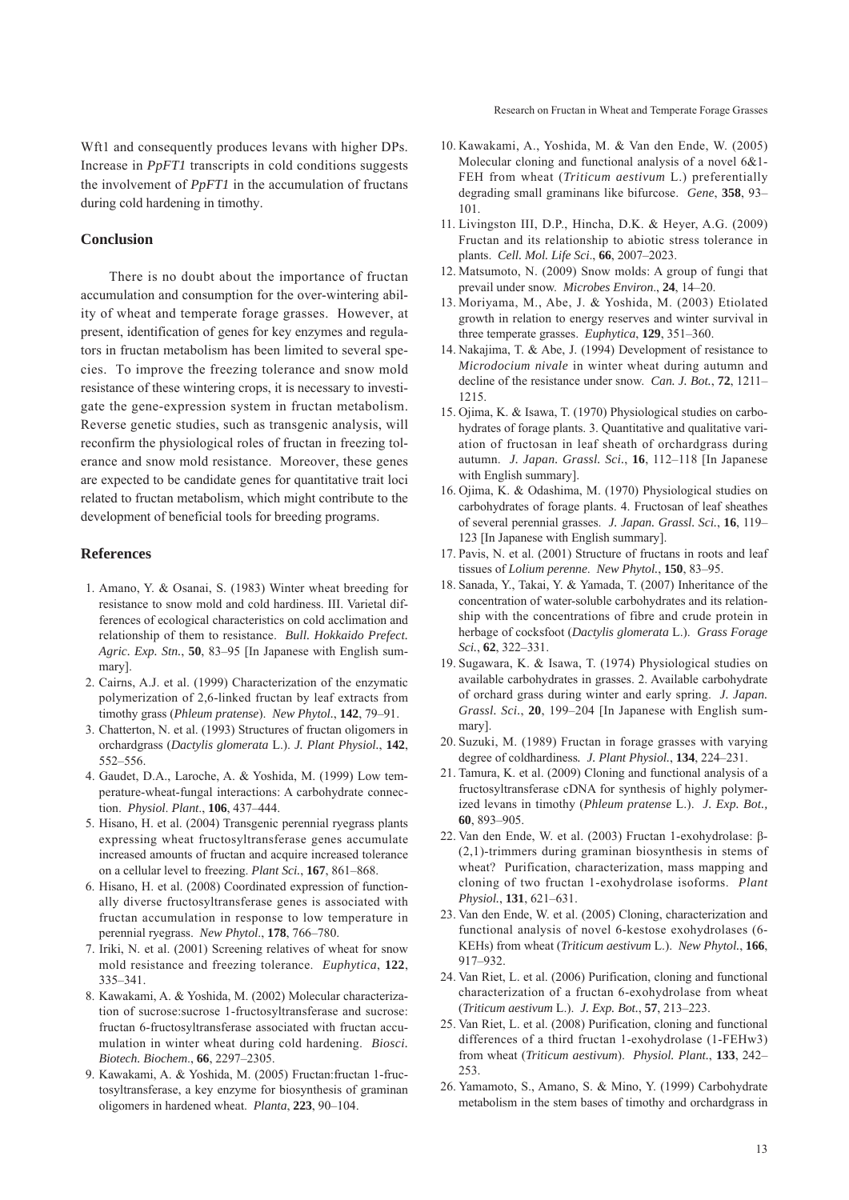Wft1 and consequently produces levans with higher DPs. Increase in *PpFT1* transcripts in cold conditions suggests the involvement of *PpFT1* in the accumulation of fructans during cold hardening in timothy.

## Conclusion

There is no doubt about the importance of fructan accumulation and consumption for the over-wintering ability of wheat and temperate forage grasses. However, at present, identification of genes for key enzymes and regulators in fructan metabolism has been limited to several species. To improve the freezing tolerance and snow mold resistance of these wintering crops, it is necessary to investigate the gene-expression system in fructan metabolism. Reverse genetic studies, such as transgenic analysis, will reconfirm the physiological roles of fructan in freezing tolerance and snow mold resistance. Moreover, these genes are expected to be candidate genes for quantitative trait loci related to fructan metabolism, which might contribute to the development of beneficial tools for breeding programs.

## References

1. Amano, Y. & Osanai, S. (1983) Winter wheat breeding for resistance to snow mold and cold hardiness. III. Varietal differences of ecological characteristics on cold acclimation and relationship of them to resistance. *Bull. Hokkaido Prefect. Agric. Exp. Stn.*, **50**, 83–95 [In Japanese with English summary].
2. Cairns, A.J. et al. (1999) Characterization of the enzymatic polymerization of 2,6-linked fructan by leaf extracts from timothy grass (*Phleum pratense*). *New Phytol.*, **142**, 79–91.
3. Chatterton, N. et al. (1993) Structures of fructan oligomers in orchardgrass (*Dactylis glomerata* L.). *J. Plant Physiol.*, **142**, 552–556.
4. Gaudet, D.A., Laroche, A. & Yoshida, M. (1999) Low temperature-wheat-fungal interactions: A carbohydrate connection. *Physiol. Plant.*, **106**, 437–444.
5. Hisano, H. et al. (2004) Transgenic perennial ryegrass plants expressing wheat fructosyltransferase genes accumulate increased amounts of fructan and acquire increased tolerance on a cellular level to freezing. *Plant Sci.*, **167**, 861–868.
6. Hisano, H. et al. (2008) Coordinated expression of functionally diverse fructosyltransferase genes is associated with fructan accumulation in response to low temperature in perennial ryegrass. *New Phytol.*, **178**, 766–780.
7. Iriki, N. et al. (2001) Screening relatives of wheat for snow mold resistance and freezing tolerance. *Euphytica*, **122**, 335–341.
8. Kawakami, A. & Yoshida, M. (2002) Molecular characterization of sucrose:sucrose 1-fructosyltransferase and sucrose: fructan 6-fructosyltransferase associated with fructan accumulation in winter wheat during cold hardening. *Biosci. Biotech. Biochem.*, **66**, 2297–2305.
9. Kawakami, A. & Yoshida, M. (2005) Fructan:fructan 1-fructosyltransferase, a key enzyme for biosynthesis of graminan oligomers in hardened wheat. *Planta*, **223**, 90–104.
10. Kawakami, A., Yoshida, M. & Van den Ende, W. (2005) Molecular cloning and functional analysis of a novel 6&1-FEH from wheat (*Triticum aestivum* L.) preferentially degrading small graminans like bifurcose. *Gene*, **358**, 93–101.
11. Livingston III, D.P., Hincha, D.K. & Heyer, A.G. (2009) Fructan and its relationship to abiotic stress tolerance in plants. *Cell. Mol. Life Sci.*, **66**, 2007–2023.
12. Matsumoto, N. (2009) Snow molds: A group of fungi that prevail under snow. *Microbes Environ.*, **24**, 14–20.
13. Moriyama, M., Abe, J. & Yoshida, M. (2003) Etiolated growth in relation to energy reserves and winter survival in three temperate grasses. *Euphytica*, **129**, 351–360.
14. Nakajima, T. & Abe, J. (1994) Development of resistance to *Microdocium nivale* in winter wheat during autumn and decline of the resistance under snow. *Can. J. Bot.*, **72**, 1211–1215.
15. Ojima, K. & Isawa, T. (1970) Physiological studies on carbohydrates of forage plants. 3. Quantitative and qualitative variation of fructosan in leaf sheath of orchardgrass during autumn. *J. Japan. Grassl. Sci.*, **16**, 112–118 [In Japanese with English summary].
16. Ojima, K. & Odashima, M. (1970) Physiological studies on carbohydrates of forage plants. 4. Fructosan of leaf sheathes of several perennial grasses. *J. Japan. Grassl. Sci.*, **16**, 119–123 [In Japanese with English summary].
17. Pavis, N. et al. (2001) Structure of fructans in roots and leaf tissues of *Lolium perenne*. *New Phytol.*, **150**, 83–95.
18. Sanada, Y., Takai, Y. & Yamada, T. (2007) Inheritance of the concentration of water-soluble carbohydrates and its relationship with the concentrations of fibre and crude protein in herbage of cocksfoot (*Dactylis glomerata* L.). *Grass Forage Sci.*, **62**, 322–331.
19. Sugawara, K. & Isawa, T. (1974) Physiological studies on available carbohydrates in grasses. 2. Available carbohydrate of orchard grass during winter and early spring. *J. Japan. Grassl. Sci.*, **20**, 199–204 [In Japanese with English summary].
20. Suzuki, M. (1989) Fructan in forage grasses with varying degree of coldhardiness. *J. Plant Physiol.*, **134**, 224–231.
21. Tamura, K. et al. (2009) Cloning and functional analysis of a fructosyltransferase cDNA for synthesis of highly polymerized levans in timothy (*Phleum pratense* L.). *J. Exp. Bot.*, **60**, 893–905.
22. Van den Ende, W. et al. (2003) Fructan 1-exohydrolase: β-(2,1)-trimmers during graminan biosynthesis in stems of wheat? Purification, characterization, mass mapping and cloning of two fructan 1-exohydrolase isoforms. *Plant Physiol.*, **131**, 621–631.
23. Van den Ende, W. et al. (2005) Cloning, characterization and functional analysis of novel 6-kestose exohydrolases (6-KEHs) from wheat (*Triticum aestivum* L.). *New Phytol.*, **166**, 917–932.
24. Van Riet, L. et al. (2006) Purification, cloning and functional characterization of a fructan 6-exohydrolase from wheat (*Triticum aestivum* L.). *J. Exp. Bot.*, **57**, 213–223.
25. Van Riet, L. et al. (2008) Purification, cloning and functional differences of a third fructan 1-exohydrolase (1-FEHw3) from wheat (*Triticum aestivum*). *Physiol. Plant.*, **133**, 242–253.
26. Yamamoto, S., Amano, S. & Mino, Y. (1999) Carbohydrate metabolism in the stem bases of timothy and orchardgrass in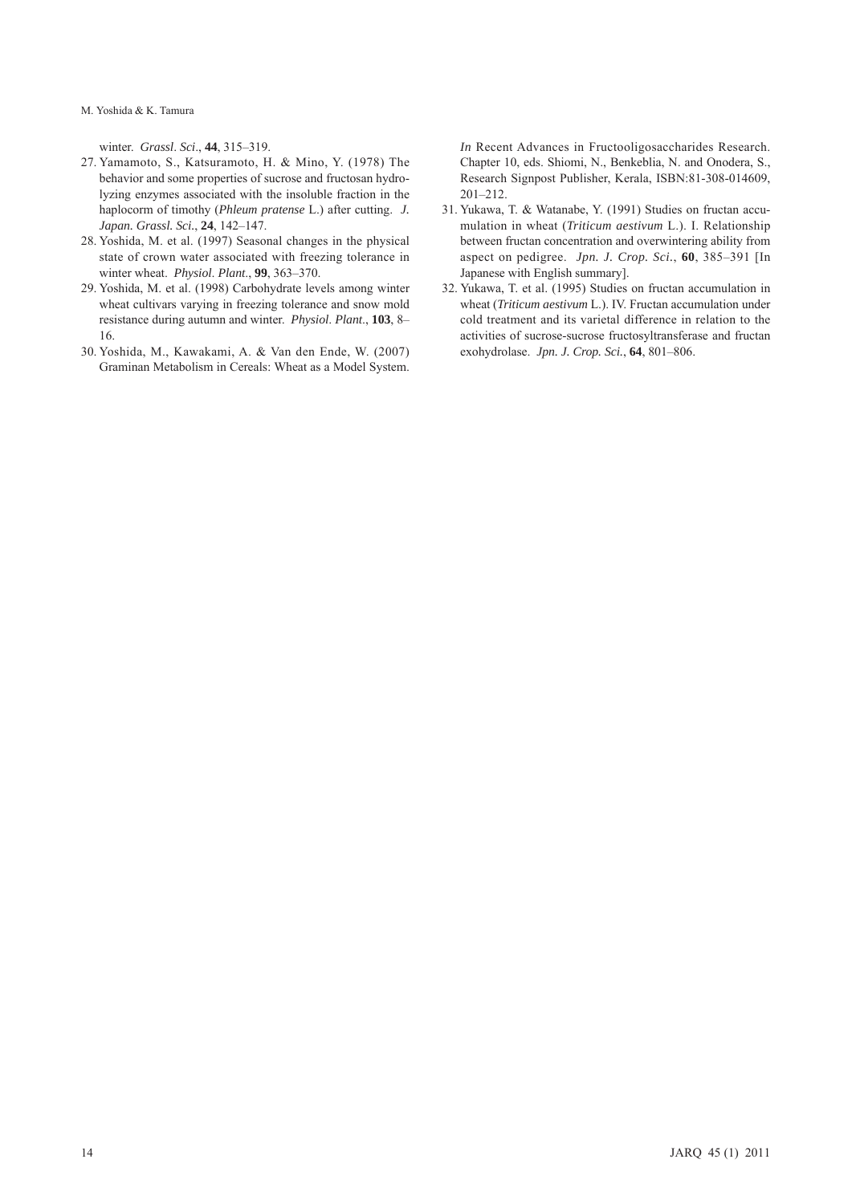winter. *Grassl. Sci.*, **44**, 315–319.

27. Yamamoto, S., Katsuramoto, H. & Mino, Y. (1978) The behavior and some properties of sucrose and fructosan hydrolyzing enzymes associated with the insoluble fraction in the haplocorm of timothy (*Phleum pratense* L.) after cutting. *J. Japan. Grassl. Sci.*, **24**, 142–147.
28. Yoshida, M. et al. (1997) Seasonal changes in the physical state of crown water associated with freezing tolerance in winter wheat. *Physiol. Plant.*, **99**, 363–370.
29. Yoshida, M. et al. (1998) Carbohydrate levels among winter wheat cultivars varying in freezing tolerance and snow mold resistance during autumn and winter. *Physiol. Plant.*, **103**, 8–16.
30. Yoshida, M., Kawakami, A. & Van den Ende, W. (2007) Graminan Metabolism in Cereals: Wheat as a Model System. *In* Recent Advances in Fructooligosaccharides Research. Chapter 10, eds. Shiomi, N., Benkeblia, N. and Onodera, S., Research Signpost Publisher, Kerala, ISBN:81-308-014609, 201–212.
31. Yukawa, T. & Watanabe, Y. (1991) Studies on fructan accumulation in wheat (*Triticum aestivum* L.). I. Relationship between fructan concentration and overwintering ability from aspect on pedigree. *Jpn. J. Crop. Sci.*, **60**, 385–391 [In Japanese with English summary].
32. Yukawa, T. et al. (1995) Studies on fructan accumulation in wheat (*Triticum aestivum* L.). IV. Fructan accumulation under cold treatment and its varietal difference in relation to the activities of sucrose-sucrose fructosyltransferase and fructan exohydrolase. *Jpn. J. Crop. Sci.*, **64**, 801–806.